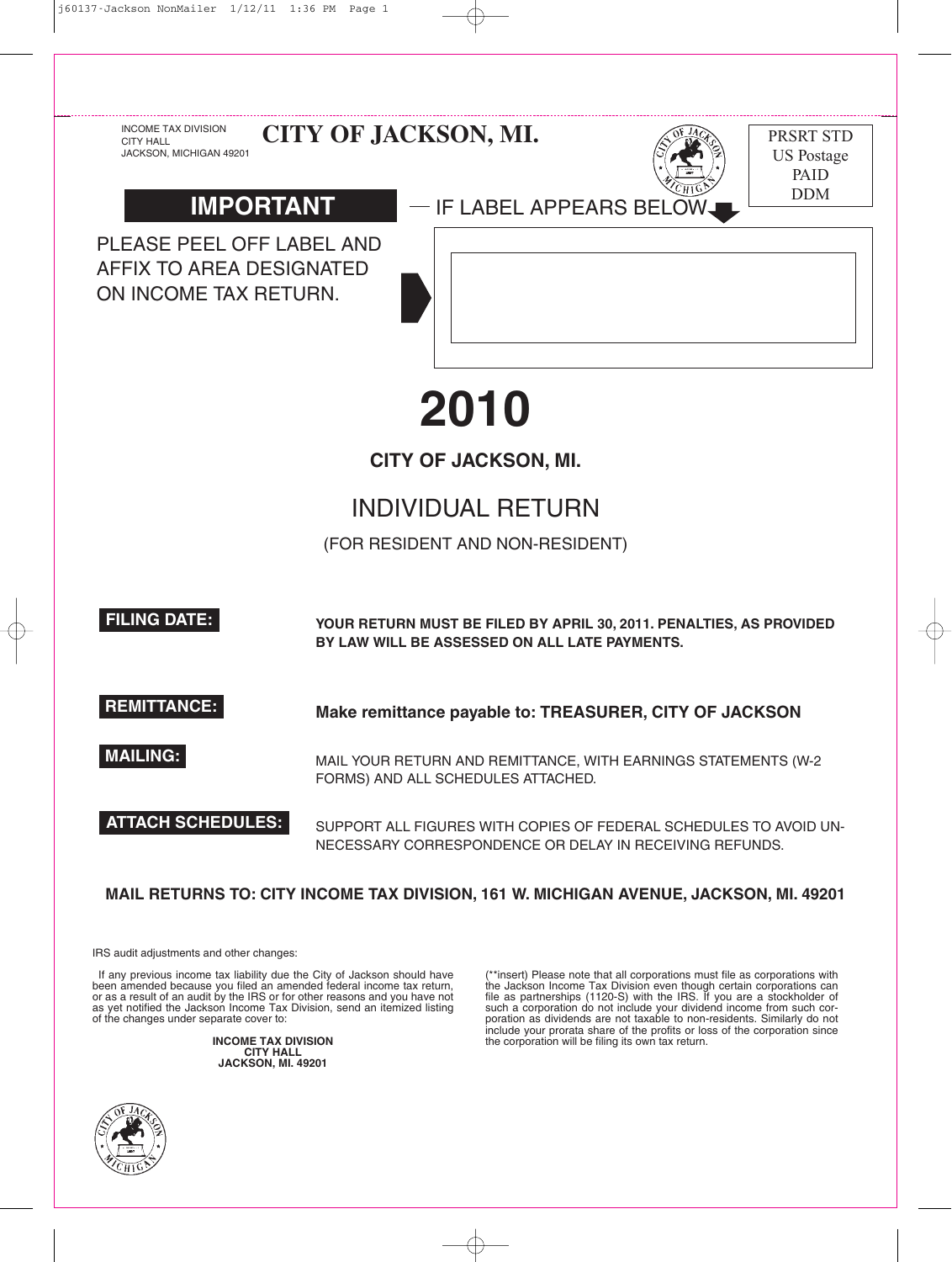INCOME TAX DIVISION
CITY HALL
JACKSON, MICHIGAN 49201

# CITY OF JACKSON, MI.

PRSRT STD
US Postage
PAID
DDM

**IMPORTANT** — IF LABEL APPEARS BELOW

PLEASE PEEL OFF LABEL AND AFFIX TO AREA DESIGNATED ON INCOME TAX RETURN.

# 2010

## CITY OF JACKSON, MI.

## INDIVIDUAL RETURN

(FOR RESIDENT AND NON-RESIDENT)

**FILING DATE:** **YOUR RETURN MUST BE FILED BY APRIL 30, 2011. PENALTIES, AS PROVIDED BY LAW WILL BE ASSESSED ON ALL LATE PAYMENTS.**

**REMITTANCE:** **Make remittance payable to: TREASURER, CITY OF JACKSON**

**MAILING:** MAIL YOUR RETURN AND REMITTANCE, WITH EARNINGS STATEMENTS (W-2 FORMS) AND ALL SCHEDULES ATTACHED.

**ATTACH SCHEDULES:** SUPPORT ALL FIGURES WITH COPIES OF FEDERAL SCHEDULES TO AVOID UNNECESSARY CORRESPONDENCE OR DELAY IN RECEIVING REFUNDS.

**MAIL RETURNS TO: CITY INCOME TAX DIVISION, 161 W. MICHIGAN AVENUE, JACKSON, MI. 49201**

IRS audit adjustments and other changes:

If any previous income tax liability due the City of Jackson should have been amended because you filed an amended federal income tax return, or as a result of an audit by the IRS or for other reasons and you have not as yet notified the Jackson Income Tax Division, send an itemized listing of the changes under separate cover to:

**INCOME TAX DIVISION**
**CITY HALL**
**JACKSON, MI. 49201**

(**insert) Please note that all corporations must file as corporations with the Jackson Income Tax Division even though certain corporations can file as partnerships (1120-S) with the IRS. If you are a stockholder of such a corporation do not include your dividend income from such corporation as dividends are not taxable to non-residents. Similarly do not include your prorata share of the profits or loss of the corporation since the corporation will be filing its own tax return.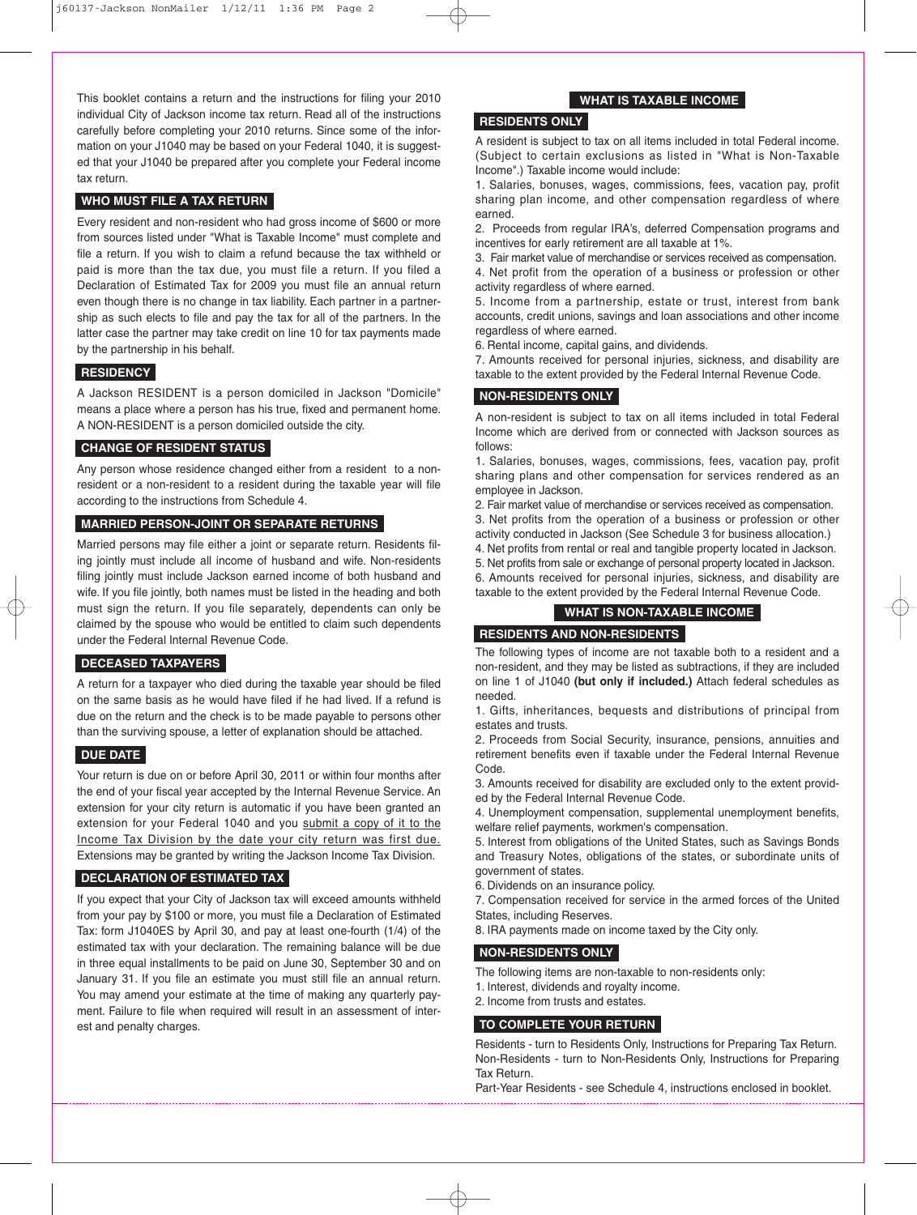This booklet contains a return and the instructions for filing your 2010 individual City of Jackson income tax return. Read all of the instructions carefully before completing your 2010 returns. Since some of the information on your J1040 may be based on your Federal 1040, it is suggested that your J1040 be prepared after you complete your Federal income tax return.

## WHO MUST FILE A TAX RETURN

Every resident and non-resident who had gross income of $600 or more from sources listed under "What is Taxable Income" must complete and file a return. If you wish to claim a refund because the tax withheld or paid is more than the tax due, you must file a return. If you filed a Declaration of Estimated Tax for 2009 you must file an annual return even though there is no change in tax liability. Each partner in a partnership as such elects to file and pay the tax for all of the partners. In the latter case the partner may take credit on line 10 for tax payments made by the partnership in his behalf.

## RESIDENCY

A Jackson RESIDENT is a person domiciled in Jackson "Domicile" means a place where a person has his true, fixed and permanent home. A NON-RESIDENT is a person domiciled outside the city.

## CHANGE OF RESIDENT STATUS

Any person whose residence changed either from a resident to a non-resident or a non-resident to a resident during the taxable year will file according to the instructions from Schedule 4.

## MARRIED PERSON-JOINT OR SEPARATE RETURNS

Married persons may file either a joint or separate return. Residents filing jointly must include all income of husband and wife. Non-residents filing jointly must include Jackson earned income of both husband and wife. If you file jointly, both names must be listed in the heading and both must sign the return. If you file separately, dependents can only be claimed by the spouse who would be entitled to claim such dependents under the Federal Internal Revenue Code.

## DECEASED TAXPAYERS

A return for a taxpayer who died during the taxable year should be filed on the same basis as he would have filed if he had lived. If a refund is due on the return and the check is to be made payable to persons other than the surviving spouse, a letter of explanation should be attached.

## DUE DATE

Your return is due on or before April 30, 2011 or within four months after the end of your fiscal year accepted by the Internal Revenue Service. An extension for your city return is automatic if you have been granted an extension for your Federal 1040 and you submit a copy of it to the Income Tax Division by the date your city return was first due. Extensions may be granted by writing the Jackson Income Tax Division.

## DECLARATION OF ESTIMATED TAX

If you expect that your City of Jackson tax will exceed amounts withheld from your pay by $100 or more, you must file a Declaration of Estimated Tax: form J1040ES by April 30, and pay at least one-fourth (1/4) of the estimated tax with your declaration. The remaining balance will be due in three equal installments to be paid on June 30, September 30 and on January 31. If you file an estimate you must still file an annual return. You may amend your estimate at the time of making any quarterly payment. Failure to file when required will result in an assessment of interest and penalty charges.

## WHAT IS TAXABLE INCOME

### RESIDENTS ONLY

A resident is subject to tax on all items included in total Federal income. (Subject to certain exclusions as listed in "What is Non-Taxable Income".) Taxable income would include:

1. Salaries, bonuses, wages, commissions, fees, vacation pay, profit sharing plan income, and other compensation regardless of where earned.
2. Proceeds from regular IRA's, deferred Compensation programs and incentives for early retirement are all taxable at 1%.
3. Fair market value of merchandise or services received as compensation.
4. Net profit from the operation of a business or profession or other activity regardless of where earned.
5. Income from a partnership, estate or trust, interest from bank accounts, credit unions, savings and loan associations and other income regardless of where earned.
6. Rental income, capital gains, and dividends.
7. Amounts received for personal injuries, sickness, and disability are taxable to the extent provided by the Federal Internal Revenue Code.

### NON-RESIDENTS ONLY

A non-resident is subject to tax on all items included in total Federal Income which are derived from or connected with Jackson sources as follows:

1. Salaries, bonuses, wages, commissions, fees, vacation pay, profit sharing plans and other compensation for services rendered as an employee in Jackson.
2. Fair market value of merchandise or services received as compensation.
3. Net profits from the operation of a business or profession or other activity conducted in Jackson (See Schedule 3 for business allocation.)
4. Net profits from rental or real and tangible property located in Jackson.
5. Net profits from sale or exchange of personal property located in Jackson.
6. Amounts received for personal injuries, sickness, and disability are taxable to the extent provided by the Federal Internal Revenue Code.

## WHAT IS NON-TAXABLE INCOME

### RESIDENTS AND NON-RESIDENTS

The following types of income are not taxable both to a resident and a non-resident, and they may be listed as subtractions, if they are included on line 1 of J1040 **(but only if included.)** Attach federal schedules as needed.

1. Gifts, inheritances, bequests and distributions of principal from estates and trusts.
2. Proceeds from Social Security, insurance, pensions, annuities and retirement benefits even if taxable under the Federal Internal Revenue Code.
3. Amounts received for disability are excluded only to the extent provided by the Federal Internal Revenue Code.
4. Unemployment compensation, supplemental unemployment benefits, welfare relief payments, workmen's compensation.
5. Interest from obligations of the United States, such as Savings Bonds and Treasury Notes, obligations of the states, or subordinate units of government of states.
6. Dividends on an insurance policy.
7. Compensation received for service in the armed forces of the United States, including Reserves.
8. IRA payments made on income taxed by the City only.

### NON-RESIDENTS ONLY

The following items are non-taxable to non-residents only:

1. Interest, dividends and royalty income.
2. Income from trusts and estates.

## TO COMPLETE YOUR RETURN

Residents - turn to Residents Only, Instructions for Preparing Tax Return.
Non-Residents - turn to Non-Residents Only, Instructions for Preparing Tax Return.
Part-Year Residents - see Schedule 4, instructions enclosed in booklet.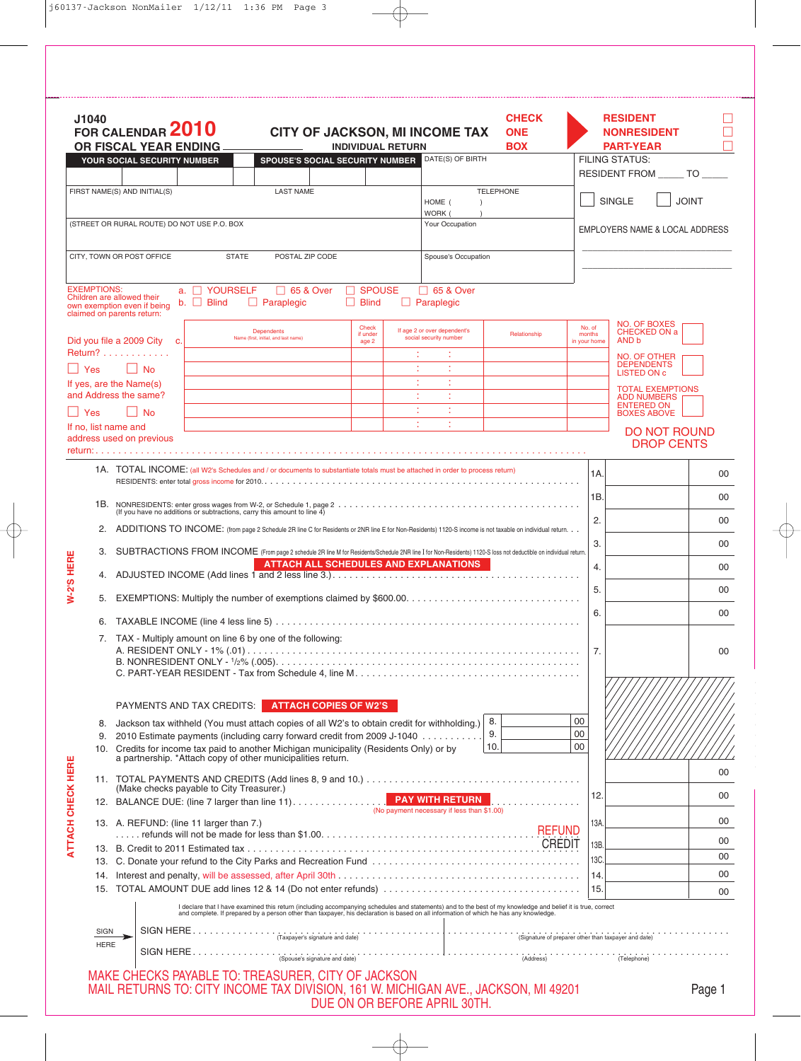J1040
FOR CALENDAR 2010
OR FISCAL YEAR ENDING ______

# CITY OF JACKSON, MI INCOME TAX

INDIVIDUAL RETURN

CHECK ONE BOX: ☐ RESIDENT ☐ NONRESIDENT ☐ PART-YEAR

| YOUR SOCIAL SECURITY NUMBER | SPOUSE'S SOCIAL SECURITY NUMBER | DATE(S) OF BIRTH | FILING STATUS: RESIDENT FROM _____ TO _____ |
|---|---|---|---|
| | | | ☐ SINGLE ☐ JOINT |
| FIRST NAME(S) AND INITIAL(S) | LAST NAME | TELEPHONE HOME ( ) WORK ( ) | |
| (STREET OR RURAL ROUTE) DO NOT USE P.O. BOX | | Your Occupation | EMPLOYERS NAME & LOCAL ADDRESS |
| CITY, TOWN OR POST OFFICE | STATE / POSTAL ZIP CODE | Spouse's Occupation | |

EXEMPTIONS: Children are allowed their own exemption even if being claimed on parents return:

a. ☐ YOURSELF ☐ 65 & Over ☐ SPOUSE ☐ 65 & Over
b. ☐ Blind ☐ Paraplegic ☐ Blind ☐ Paraplegic

Did you file a 2009 City Return? . . . . . . . . . . . . c.
☐ Yes ☐ No
If yes, are the Name(s) and Address the same?
☐ Yes ☐ No
If no, list name and address used on previous return:

| Dependents Name (first, initial, and last name) | Check if under age 2 | If age 2 or over dependent's social security number | Relationship | No. of months in your home |
|---|---|---|---|---|
| | | | | |
| | | | | |
| | | | | |
| | | | | |
| | | | | |

NO. OF BOXES CHECKED ON a AND b ☐

NO. OF OTHER DEPENDENTS LISTED ON c ☐

TOTAL EXEMPTIONS ADD NUMBERS ENTERED ON BOXES ABOVE ☐

DO NOT ROUND DROP CENTS

| Line | Description | | Amount |
|---|---|---|---|
| 1A. | TOTAL INCOME: (all W2's Schedules and / or documents to substantiate totals must be attached in order to process return) RESIDENTS: enter total gross income for 2010. | 1A. | 00 |
| 1B. | NONRESIDENTS: enter gross wages from W-2, or Schedule 1, page 2 (If you have no additions or subtractions, carry this amount to line 4) | 1B. | 00 |
| 2. | ADDITIONS TO INCOME: (from page 2 Schedule 2R line C for Residents or 2NR line E for Non-Residents) 1120-S income is not taxable on individual return. | 2. | 00 |
| 3. | SUBTRACTIONS FROM INCOME (From page 2 schedule 2R line M for Residents/Schedule 2NR line I for Non-Residents) 1120-S loss not deductible on individual return. ATTACH ALL SCHEDULES AND EXPLANATIONS | 3. | 00 |
| 4. | ADJUSTED INCOME (Add lines 1 and 2 less line 3.) | 4. | 00 |
| 5. | EXEMPTIONS: Multiply the number of exemptions claimed by $600.00. | 5. | 00 |
| 6. | TAXABLE INCOME (line 4 less line 5) | 6. | 00 |
| 7. | TAX - Multiply amount on line 6 by one of the following: A. RESIDENT ONLY - 1% (.01) B. NONRESIDENT ONLY - ½% (.005) C. PART-YEAR RESIDENT - Tax from Schedule 4, line M | 7. | 00 |

PAYMENTS AND TAX CREDITS: ATTACH COPIES OF W2'S

| Line | Description | | Amount |
|---|---|---|---|
| 8. | Jackson tax withheld (You must attach copies of all W2's to obtain credit for withholding.) | 8. | 00 |
| 9. | 2010 Estimate payments (including carry forward credit from 2009 J-1040 | 9. | 00 |
| 10. | Credits for income tax paid to another Michigan municipality (Residents Only) or by a partnership. *Attach copy of other municipalities return. | 10. | 00 |
| 11. | TOTAL PAYMENTS AND CREDITS (Add lines 8, 9 and 10.) (Make checks payable to City Treasurer.) | | 00 |
| 12. | BALANCE DUE: (line 7 larger than line 11) PAY WITH RETURN (No payment necessary if less than $1.00) | 12. | 00 |
| 13. | A. REFUND: (line 11 larger than 7.) ..... refunds will not be made for less than $1.00. REFUND | 13A. | 00 |
| 13. | B. Credit to 2011 Estimated tax CREDIT | 13B. | 00 |
| 13. | C. Donate your refund to the City Parks and Recreation Fund | 13C. | 00 |
| 14. | Interest and penalty, will be assessed, after April 30th | 14. | 00 |
| 15. | TOTAL AMOUNT DUE add lines 12 & 14 (Do not enter refunds) | 15. | 00 |

W-2'S HERE

ATTACH CHECK HERE

I declare that I have examined this return (including accompanying schedules and statements) and to the best of my knowledge and belief it is true, correct and complete. If prepared by a person other than taxpayer, his declaration is based on all information of which he has any knowledge.

SIGN HERE

SIGN HERE . . . . . . . . . . (Taxpayer's signature and date) . . . . . . . . . . (Signature of preparer other than taxpayer and date)

SIGN HERE . . . . . . . . . . (Spouse's signature and date) . . . . . . . . . . (Address) (Telephone)

MAKE CHECKS PAYABLE TO: TREASURER, CITY OF JACKSON
MAIL RETURNS TO: CITY INCOME TAX DIVISION, 161 W. MICHIGAN AVE., JACKSON, MI 49201
DUE ON OR BEFORE APRIL 30TH.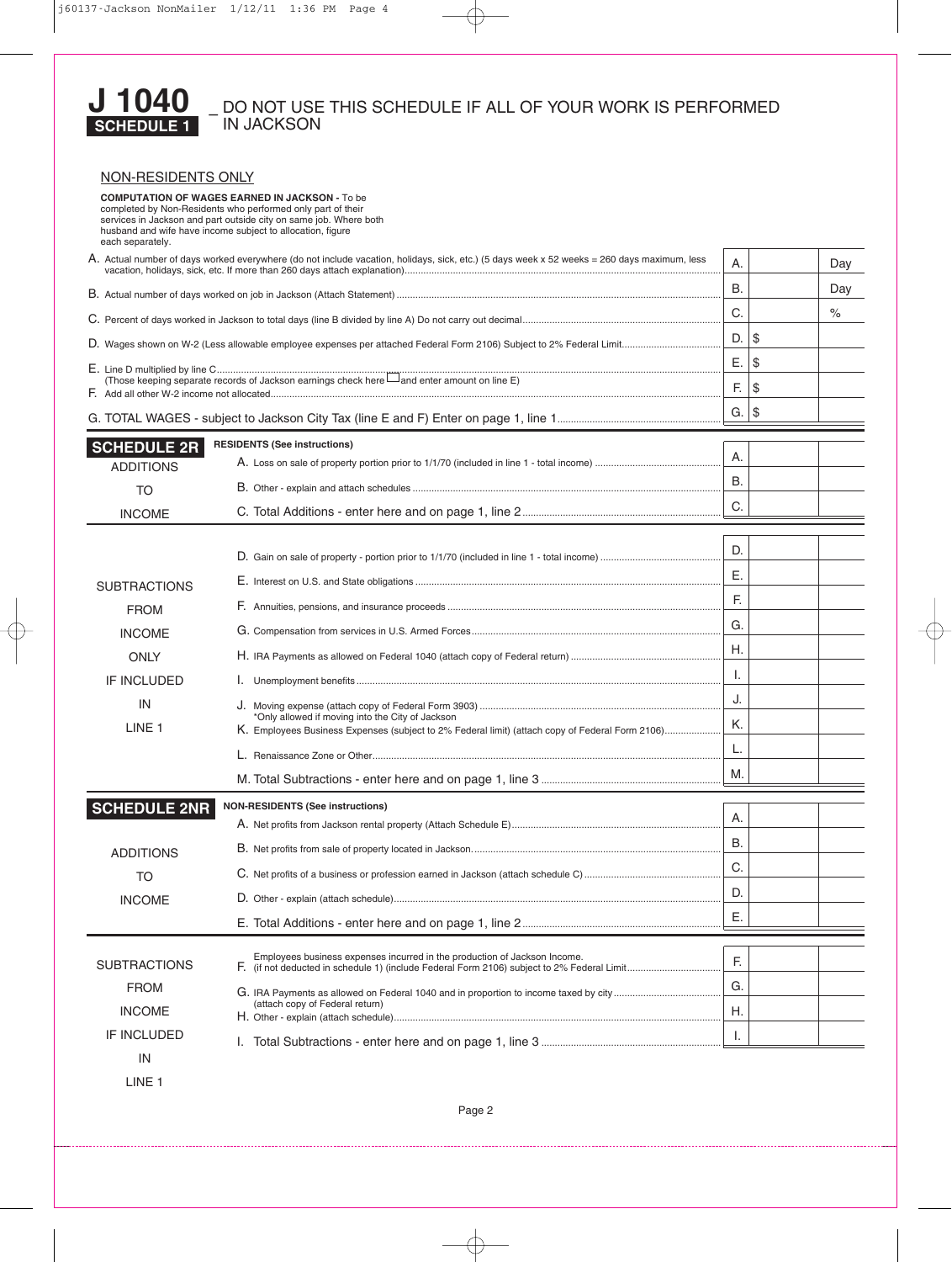# J 1040 SCHEDULE 1

## DO NOT USE THIS SCHEDULE IF ALL OF YOUR WORK IS PERFORMED IN JACKSON

### NON-RESIDENTS ONLY

**COMPUTATION OF WAGES EARNED IN JACKSON -** To be completed by Non-Residents who performed only part of their services in Jackson and part outside city on same job. Where both husband and wife have income subject to allocation, figure each separately.

| Line | Description | | Amount | |
|---|---|---|---|---|
| A. | Actual number of days worked everywhere (do not include vacation, holidays, sick, etc.) (5 days week x 52 weeks = 260 days maximum, less vacation, holidays, sick, etc. If more than 260 days attach explanation) | A. | | Day |
| B. | Actual number of days worked on job in Jackson (Attach Statement) | B. | | Day |
| C. | Percent of days worked in Jackson to total days (line B divided by line A) Do not carry out decimal | C. | | % |
| D. | Wages shown on W-2 (Less allowable employee expenses per attached Federal Form 2106) Subject to 2% Federal Limit | D. | $ | |
| E. | Line D multiplied by line C (Those keeping separate records of Jackson earnings check here ☐ and enter amount on line E) | E. | $ | |
| F. | Add all other W-2 income not allocated | F. | $ | |
| G. | TOTAL WAGES - subject to Jackson City Tax (line E and F) Enter on page 1, line 1 | G. | $ | |

## SCHEDULE 2R

**RESIDENTS (See instructions)**

**ADDITIONS TO INCOME**

| Line | Description | | Amount | |
|---|---|---|---|---|
| A. | Loss on sale of property portion prior to 1/1/70 (included in line 1 - total income) | A. | | |
| B. | Other - explain and attach schedules | B. | | |
| C. | Total Additions - enter here and on page 1, line 2 | C. | | |

**SUBTRACTIONS FROM INCOME ONLY IF INCLUDED IN LINE 1**

| Line | Description | | Amount | |
|---|---|---|---|---|
| D. | Gain on sale of property - portion prior to 1/1/70 (included in line 1 - total income) | D. | | |
| E. | Interest on U.S. and State obligations | E. | | |
| F. | Annuities, pensions, and insurance proceeds | F. | | |
| G. | Compensation from services in U.S. Armed Forces | G. | | |
| H. | IRA Payments as allowed on Federal 1040 (attach copy of Federal return) | H. | | |
| I. | Unemployment benefits | I. | | |
| J. | Moving expense (attach copy of Federal Form 3903) *Only allowed if moving into the City of Jackson | J. | | |
| K. | Employees Business Expenses (subject to 2% Federal limit) (attach copy of Federal Form 2106) | K. | | |
| L. | Renaissance Zone or Other | L. | | |
| M. | Total Subtractions - enter here and on page 1, line 3 | M. | | |

## SCHEDULE 2NR

**NON-RESIDENTS (See instructions)**

**ADDITIONS TO INCOME**

| Line | Description | | Amount | |
|---|---|---|---|---|
| A. | Net profits from Jackson rental property (Attach Schedule E) | A. | | |
| B. | Net profits from sale of property located in Jackson | B. | | |
| C. | Net profits of a business or profession earned in Jackson (attach schedule C) | C. | | |
| D. | Other - explain (attach schedule) | D. | | |
| E. | Total Additions - enter here and on page 1, line 2 | E. | | |

**SUBTRACTIONS FROM INCOME IF INCLUDED IN LINE 1**

| Line | Description | | Amount | |
|---|---|---|---|---|
| F. | Employees business expenses incurred in the production of Jackson Income. (if not deducted in schedule 1) (include Federal Form 2106) subject to 2% Federal Limit | F. | | |
| G. | IRA Payments as allowed on Federal 1040 and in proportion to income taxed by city (attach copy of Federal return) | G. | | |
| H. | Other - explain (attach schedule) | H. | | |
| I. | Total Subtractions - enter here and on page 1, line 3 | I. | | |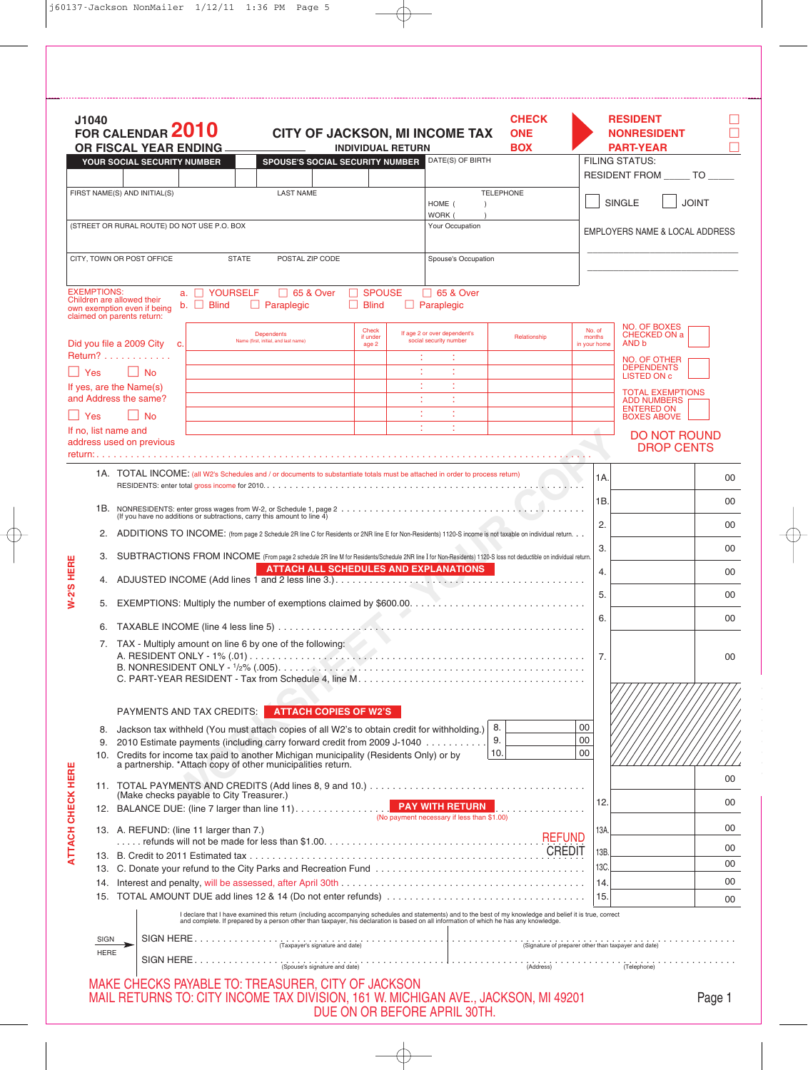# J1040
## FOR CALENDAR 2010
## OR FISCAL YEAR ENDING ____________

# CITY OF JACKSON, MI INCOME TAX
INDIVIDUAL RETURN

CHECK ONE BOX

- RESIDENT ☐
- NONRESIDENT ☐
- PART-YEAR ☐

| YOUR SOCIAL SECURITY NUMBER | SPOUSE'S SOCIAL SECURITY NUMBER | DATE(S) OF BIRTH | FILING STATUS: RESIDENT FROM _____ TO _____ |
|---|---|---|---|
| | | | ☐ SINGLE ☐ JOINT |
| FIRST NAME(S) AND INITIAL(S) | LAST NAME | TELEPHONE HOME ( ) WORK ( ) | EMPLOYERS NAME & LOCAL ADDRESS |
| (STREET OR RURAL ROUTE) DO NOT USE P.O. BOX | | Your Occupation | |
| CITY, TOWN OR POST OFFICE | STATE POSTAL ZIP CODE | Spouse's Occupation | |

EXEMPTIONS: Children are allowed their own exemption even if being claimed on parents return:

a. ☐ YOURSELF ☐ 65 & Over ☐ SPOUSE ☐ 65 & Over
b. ☐ Blind ☐ Paraplegic ☐ Blind ☐ Paraplegic

Did you file a 2009 City Return? . . . . . . . . . . . .
☐ Yes ☐ No

If yes, are the Name(s) and Address the same?
☐ Yes ☐ No

If no, list name and address used on previous return: . . . . . . . . .

| c. Dependents Name (first, initial, and last name) | Check if under age 2 | If age 2 or over dependent's social security number | Relationship | No. of months in your home |
|---|---|---|---|---|
| | | : : | | |
| | | : : | | |
| | | : : | | |
| | | : : | | |
| | | : : | | |
| | | : : | | |

NO. OF BOXES CHECKED ON a AND b ☐

NO. OF OTHER DEPENDENTS LISTED ON c ☐

TOTAL EXEMPTIONS ADD NUMBERS ENTERED ON BOXES ABOVE ☐

DO NOT ROUND DROP CENTS

W-2'S HERE

| Line | Description | | Amount |
|---|---|---|---|
| 1A. | TOTAL INCOME: (all W2's Schedules and / or documents to substantiate totals must be attached in order to process return) RESIDENTS: enter total gross income for 2010. . . . . . . . . . | 1A. | 00 |
| 1B. | NONRESIDENTS: enter gross wages from W-2, or Schedule 1, page 2 . . . . . . . . (If you have no additions or subtractions, carry this amount to line 4) | 1B. | 00 |
| 2. | ADDITIONS TO INCOME: (from page 2 Schedule 2R line C for Residents or 2NR line E for Non-Residents) 1120-S income is not taxable on individual return. . . | 2. | 00 |
| 3. | SUBTRACTIONS FROM INCOME (From page 2 schedule 2R line M for Residents/Schedule 2NR line I for Non-Residents) 1120-S loss not deductible on individual return. **ATTACH ALL SCHEDULES AND EXPLANATIONS** | 3. | 00 |
| 4. | ADJUSTED INCOME (Add lines 1 and 2 less line 3.). . . . . . . . . . | 4. | 00 |
| 5. | EXEMPTIONS: Multiply the number of exemptions claimed by $600.00. . . . . . . . . . | 5. | 00 |
| 6. | TAXABLE INCOME (line 4 less line 5) . . . . . . . . . . | 6. | 00 |
| 7. | TAX - Multiply amount on line 6 by one of the following: A. RESIDENT ONLY - 1% (.01) . . . . . . . . B. NONRESIDENT ONLY - ½% (.005). . . . . . . . C. PART-YEAR RESIDENT - Tax from Schedule 4, line M. . . . . . . . | 7. | 00 |

PAYMENTS AND TAX CREDITS: **ATTACH COPIES OF W2'S**

| Line | Description | | Amount |
|---|---|---|---|
| 8. | Jackson tax withheld (You must attach copies of all W2's to obtain credit for withholding.) | 8. | 00 |
| 9. | 2010 Estimate payments (including carry forward credit from 2009 J-1040 . . . . . . . . . . | 9. | 00 |
| 10. | Credits for income tax paid to another Michigan municipality (Residents Only) or by a partnership. *Attach copy of other municipalities return. | 10. | 00 |

ATTACH CHECK HERE

| Line | Description | | Amount |
|---|---|---|---|
| 11. | TOTAL PAYMENTS AND CREDITS (Add lines 8, 9 and 10.) . . . . . . . . . . (Make checks payable to City Treasurer.) | | 00 |
| 12. | BALANCE DUE: (line 7 larger than line 11). . . . . . . . **PAY WITH RETURN** (No payment necessary if less than $1.00) | 12. | 00 |
| 13. | A. REFUND: (line 11 larger than 7.) . . . . . refunds will not be made for less than $1.00. . . . . . . . REFUND | 13A. | 00 |
| 13. | B. Credit to 2011 Estimated tax . . . . . . . . . . CREDIT | 13B. | 00 |
| 13. | C. Donate your refund to the City Parks and Recreation Fund . . . . . . . . . . | 13C. | 00 |
| 14. | Interest and penalty, will be assessed, after April 30th . . . . . . . . . . | 14. | 00 |
| 15. | TOTAL AMOUNT DUE add lines 12 & 14 (Do not enter refunds) . . . . . . . . . . | 15. | 00 |

I declare that I have examined this return (including accompanying schedules and statements) and to the best of my knowledge and belief it is true, correct and complete. If prepared by a person other than taxpayer, his declaration is based on all information of which he has any knowledge.

SIGN HERE

SIGN HERE. . . . . . . . . . . . . . . . . . . . . . . . . . (Taxpayer's signature and date) . . . . . . . . . . . . . . . . . . . . (Signature of preparer other than taxpayer and date)

SIGN HERE. . . . . . . . . . . . . . . . . . . . . . . . . . (Spouse's signature and date) . . . . . . . . . . . . . . . . . . . . (Address) (Telephone)

MAKE CHECKS PAYABLE TO: TREASURER, CITY OF JACKSON
MAIL RETURNS TO: CITY INCOME TAX DIVISION, 161 W. MICHIGAN AVE., JACKSON, MI 49201
DUE ON OR BEFORE APRIL 30TH.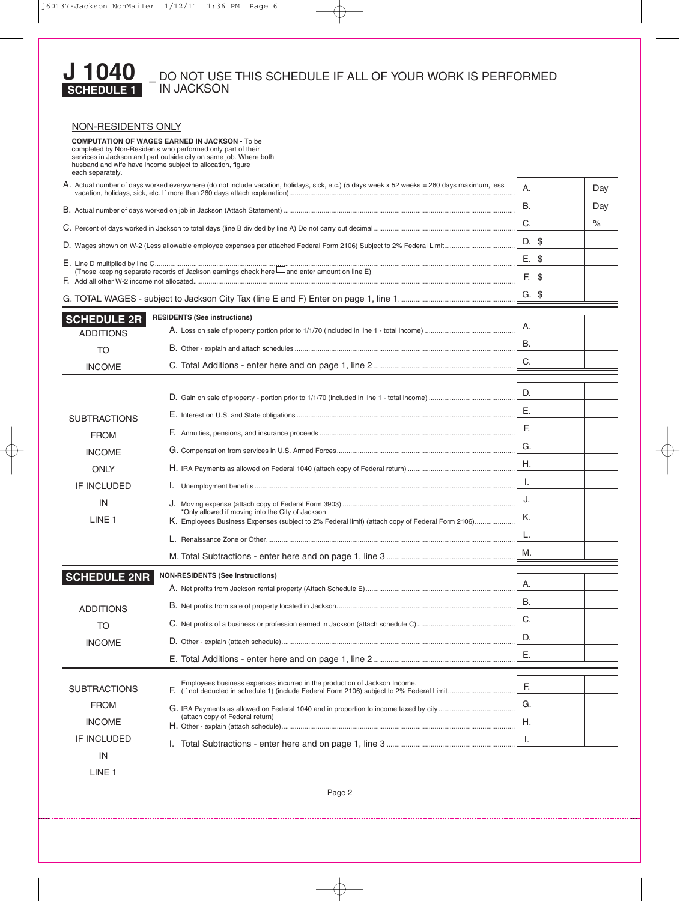# J 1040 SCHEDULE 1 – DO NOT USE THIS SCHEDULE IF ALL OF YOUR WORK IS PERFORMED IN JACKSON

## NON-RESIDENTS ONLY

**COMPUTATION OF WAGES EARNED IN JACKSON -** To be completed by Non-Residents who performed only part of their services in Jackson and part outside city on same job. Where both husband and wife have income subject to allocation, figure each separately.

| | Line | Amount | |
|---|---|---|---|
| A. Actual number of days worked everywhere (do not include vacation, holidays, sick, etc.) (5 days week x 52 weeks = 260 days maximum, less vacation, holidays, sick, etc. If more than 260 days attach explanation) | A. | | Day |
| B. Actual number of days worked on job in Jackson (Attach Statement) | B. | | Day |
| C. Percent of days worked in Jackson to total days (line B divided by line A) Do not carry out decimal | C. | | % |
| D. Wages shown on W-2 (Less allowable employee expenses per attached Federal Form 2106) Subject to 2% Federal Limit | D. | $ | |
| E. Line D multiplied by line C (Those keeping separate records of Jackson earnings check here ☐ and enter amount on line E) | E. | $ | |
| F. Add all other W-2 income not allocated | F. | $ | |
| G. TOTAL WAGES - subject to Jackson City Tax (line E and F) Enter on page 1, line 1 | G. | $ | |

## SCHEDULE 2R

**RESIDENTS (See instructions)**

**ADDITIONS TO INCOME**

| | Line | | |
|---|---|---|---|
| A. Loss on sale of property portion prior to 1/1/70 (included in line 1 - total income) | A. | | |
| B. Other - explain and attach schedules | B. | | |
| C. Total Additions - enter here and on page 1, line 2 | C. | | |

**SUBTRACTIONS FROM INCOME ONLY IF INCLUDED IN LINE 1**

| | Line | | |
|---|---|---|---|
| D. Gain on sale of property - portion prior to 1/1/70 (included in line 1 - total income) | D. | | |
| E. Interest on U.S. and State obligations | E. | | |
| F. Annuities, pensions, and insurance proceeds | F. | | |
| G. Compensation from services in U.S. Armed Forces | G. | | |
| H. IRA Payments as allowed on Federal 1040 (attach copy of Federal return) | H. | | |
| I. Unemployment benefits | I. | | |
| J. Moving expense (attach copy of Federal Form 3903) *Only allowed if moving into the City of Jackson | J. | | |
| K. Employees Business Expenses (subject to 2% Federal limit) (attach copy of Federal Form 2106) | K. | | |
| L. Renaissance Zone or Other | L. | | |
| M. Total Subtractions - enter here and on page 1, line 3 | M. | | |

## SCHEDULE 2NR

**NON-RESIDENTS (See instructions)**

**ADDITIONS TO INCOME**

| | Line | | |
|---|---|---|---|
| A. Net profits from Jackson rental property (Attach Schedule E) | A. | | |
| B. Net profits from sale of property located in Jackson | B. | | |
| C. Net profits of a business or profession earned in Jackson (attach schedule C) | C. | | |
| D. Other - explain (attach schedule) | D. | | |
| E. Total Additions - enter here and on page 1, line 2 | E. | | |

**SUBTRACTIONS FROM INCOME IF INCLUDED IN LINE 1**

| | Line | | |
|---|---|---|---|
| F. Employees business expenses incurred in the production of Jackson Income. (if not deducted in schedule 1) (include Federal Form 2106) subject to 2% Federal Limit | F. | | |
| G. IRA Payments as allowed on Federal 1040 and in proportion to income taxed by city (attach copy of Federal return) | G. | | |
| H. Other - explain (attach schedule) | H. | | |
| I. Total Subtractions - enter here and on page 1, line 3 | I. | | |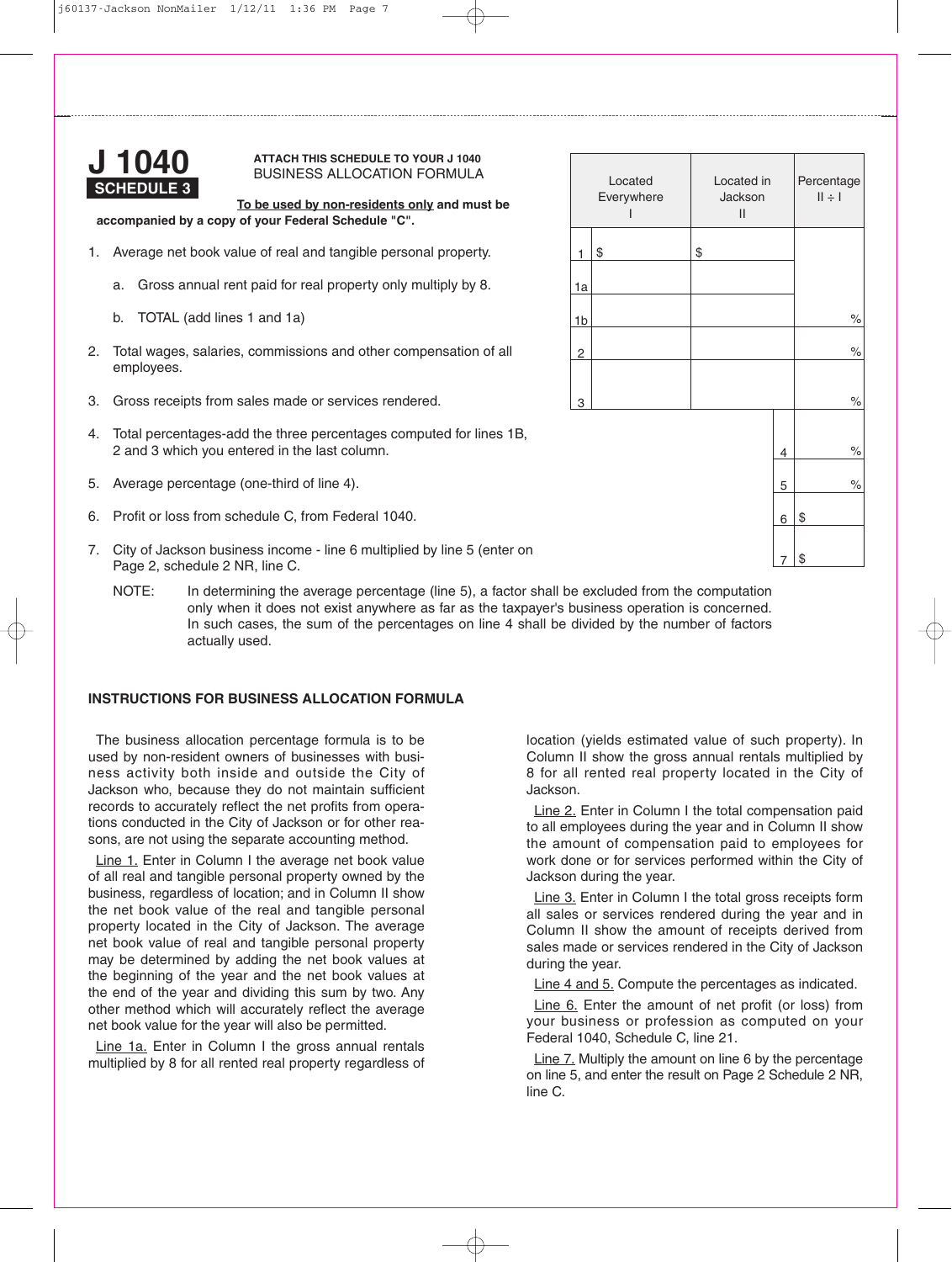# J 1040 SCHEDULE 3

**ATTACH THIS SCHEDULE TO YOUR J 1040**
BUSINESS ALLOCATION FORMULA

**To be used by non-residents only and must be accompanied by a copy of your Federal Schedule "C".**

| | | Located Everywhere I | Located in Jackson II | Percentage II ÷ I |
|---|---|---|---|---|
| 1. Average net book value of real and tangible personal property. | 1 | $ | $ | |
| a. Gross annual rent paid for real property only multiply by 8. | 1a | | | |
| b. TOTAL (add lines 1 and 1a) | 1b | | | % |
| 2. Total wages, salaries, commissions and other compensation of all employees. | 2 | | | % |
| 3. Gross receipts from sales made or services rendered. | 3 | | | % |
| 4. Total percentages-add the three percentages computed for lines 1B, 2 and 3 which you entered in the last column. | 4 | | | % |
| 5. Average percentage (one-third of line 4). | 5 | | | % |
| 6. Profit or loss from schedule C, from Federal 1040. | 6 | | | $ |
| 7. City of Jackson business income - line 6 multiplied by line 5 (enter on Page 2, schedule 2 NR, line C. | 7 | | | $ |

NOTE: In determining the average percentage (line 5), a factor shall be excluded from the computation only when it does not exist anywhere as far as the taxpayer's business operation is concerned. In such cases, the sum of the percentages on line 4 shall be divided by the number of factors actually used.

## INSTRUCTIONS FOR BUSINESS ALLOCATION FORMULA

The business allocation percentage formula is to be used by non-resident owners of businesses with business activity both inside and outside the City of Jackson who, because they do not maintain sufficient records to accurately reflect the net profits from operations conducted in the City of Jackson or for other reasons, are not using the separate accounting method.

Line 1. Enter in Column I the average net book value of all real and tangible personal property owned by the business, regardless of location; and in Column II show the net book value of the real and tangible personal property located in the City of Jackson. The average net book value of real and tangible personal property may be determined by adding the net book values at the beginning of the year and the net book values at the end of the year and dividing this sum by two. Any other method which will accurately reflect the average net book value for the year will also be permitted.

Line 1a. Enter in Column I the gross annual rentals multiplied by 8 for all rented real property regardless of location (yields estimated value of such property). In Column II show the gross annual rentals multiplied by 8 for all rented real property located in the City of Jackson.

Line 2. Enter in Column I the total compensation paid to all employees during the year and in Column II show the amount of compensation paid to employees for work done or for services performed within the City of Jackson during the year.

Line 3. Enter in Column I the total gross receipts form all sales or services rendered during the year and in Column II show the amount of receipts derived from sales made or services rendered in the City of Jackson during the year.

Line 4 and 5. Compute the percentages as indicated.

Line 6. Enter the amount of net profit (or loss) from your business or profession as computed on your Federal 1040, Schedule C, line 21.

Line 7. Multiply the amount on line 6 by the percentage on line 5, and enter the result on Page 2 Schedule 2 NR, line C.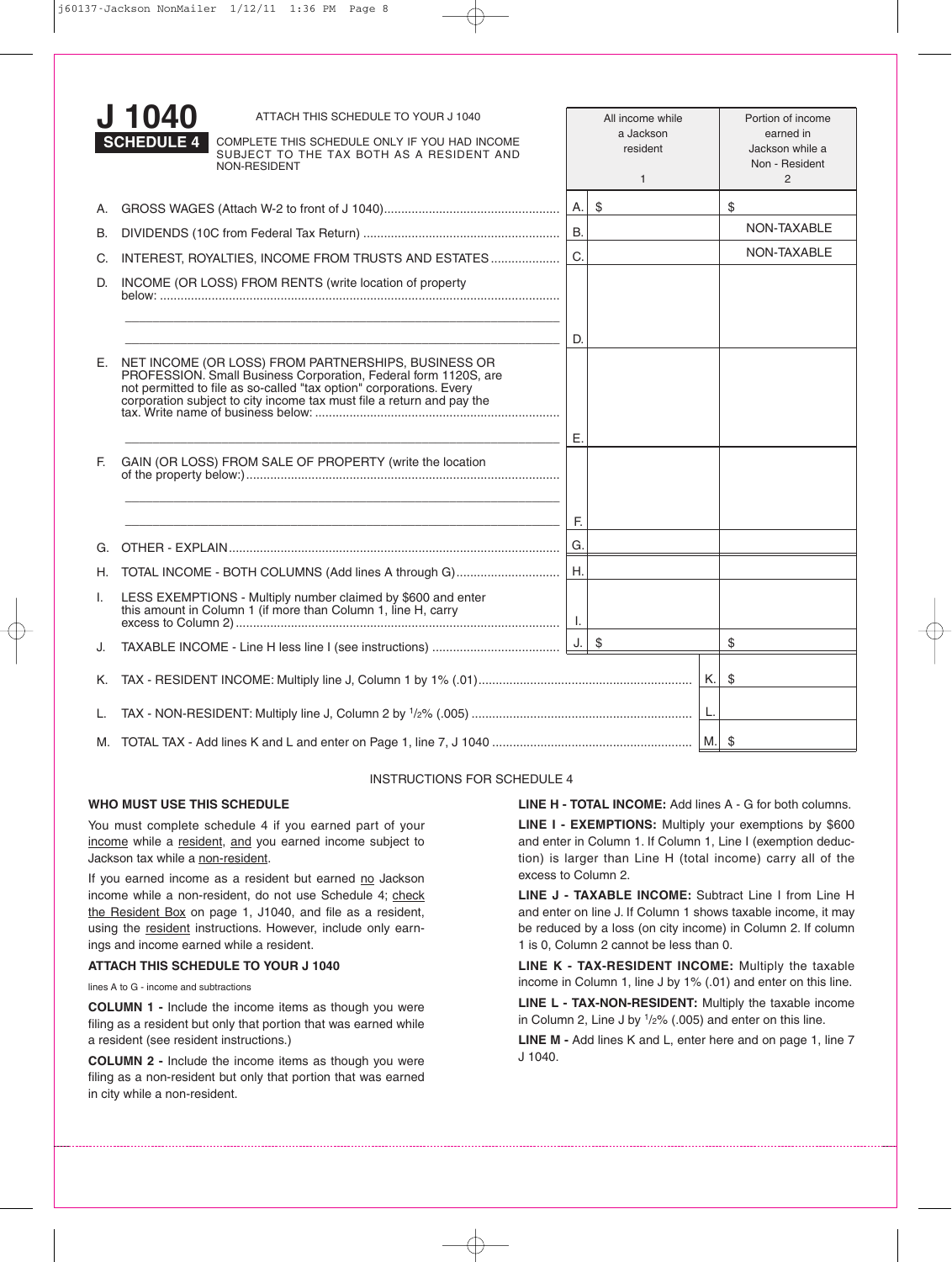# J 1040

## SCHEDULE 4

ATTACH THIS SCHEDULE TO YOUR J 1040

COMPLETE THIS SCHEDULE ONLY IF YOU HAD INCOME SUBJECT TO THE TAX BOTH AS A RESIDENT AND NON-RESIDENT

| | | | All income while a Jackson resident 1 | Portion of income earned in Jackson while a Non - Resident 2 |
|---|---|---|---|---|
| A. | GROSS WAGES (Attach W-2 to front of J 1040) | A. | $ | $ |
| B. | DIVIDENDS (10C from Federal Tax Return) | B. | | NON-TAXABLE |
| C. | INTEREST, ROYALTIES, INCOME FROM TRUSTS AND ESTATES | C. | | NON-TAXABLE |
| D. | INCOME (OR LOSS) FROM RENTS (write location of property below: ____________________ ____________________ | D. | | |
| E. | NET INCOME (OR LOSS) FROM PARTNERSHIPS, BUSINESS OR PROFESSION. Small Business Corporation, Federal form 1120S, are not permitted to file as so-called "tax option" corporations. Every corporation subject to city income tax must file a return and pay the tax. Write name of business below: ____________________ | E. | | |
| F. | GAIN (OR LOSS) FROM SALE OF PROPERTY (write the location of the property below:) ____________________ ____________________ | F. | | |
| G. | OTHER - EXPLAIN | G. | | |
| H. | TOTAL INCOME - BOTH COLUMNS (Add lines A through G) | H. | | |
| I. | LESS EXEMPTIONS - Multiply number claimed by $600 and enter this amount in Column 1 (if more than Column 1, line H, carry excess to Column 2) | I. | | |
| J. | TAXABLE INCOME - Line H less line I (see instructions) | J. | $ | $ |
| K. | TAX - RESIDENT INCOME: Multiply line J, Column 1 by 1% (.01) | | K. | $ |
| L. | TAX - NON-RESIDENT: Multiply line J, Column 2 by 1/2% (.005) | | L. | |
| M. | TOTAL TAX - Add lines K and L and enter on Page 1, line 7, J 1040 | | M. | $ |

## INSTRUCTIONS FOR SCHEDULE 4

**WHO MUST USE THIS SCHEDULE**

You must complete schedule 4 if you earned part of your income while a resident, and you earned income subject to Jackson tax while a non-resident.

If you earned income as a resident but earned no Jackson income while a non-resident, do not use Schedule 4; check the Resident Box on page 1, J1040, and file as a resident, using the resident instructions. However, include only earnings and income earned while a resident.

**ATTACH THIS SCHEDULE TO YOUR J 1040**

lines A to G - income and subtractions

**COLUMN 1 -** Include the income items as though you were filing as a resident but only that portion that was earned while a resident (see resident instructions.)

**COLUMN 2 -** Include the income items as though you were filing as a non-resident but only that portion that was earned in city while a non-resident.

**LINE H - TOTAL INCOME:** Add lines A - G for both columns.

**LINE I - EXEMPTIONS:** Multiply your exemptions by $600 and enter in Column 1. If Column 1, Line I (exemption deduction) is larger than Line H (total income) carry all of the excess to Column 2.

**LINE J - TAXABLE INCOME:** Subtract Line I from Line H and enter on line J. If Column 1 shows taxable income, it may be reduced by a loss (on city income) in Column 2. If column 1 is 0, Column 2 cannot be less than 0.

**LINE K - TAX-RESIDENT INCOME:** Multiply the taxable income in Column 1, line J by 1% (.01) and enter on this line.

**LINE L - TAX-NON-RESIDENT:** Multiply the taxable income in Column 2, Line J by 1/2% (.005) and enter on this line.

**LINE M -** Add lines K and L, enter here and on page 1, line 7 J 1040.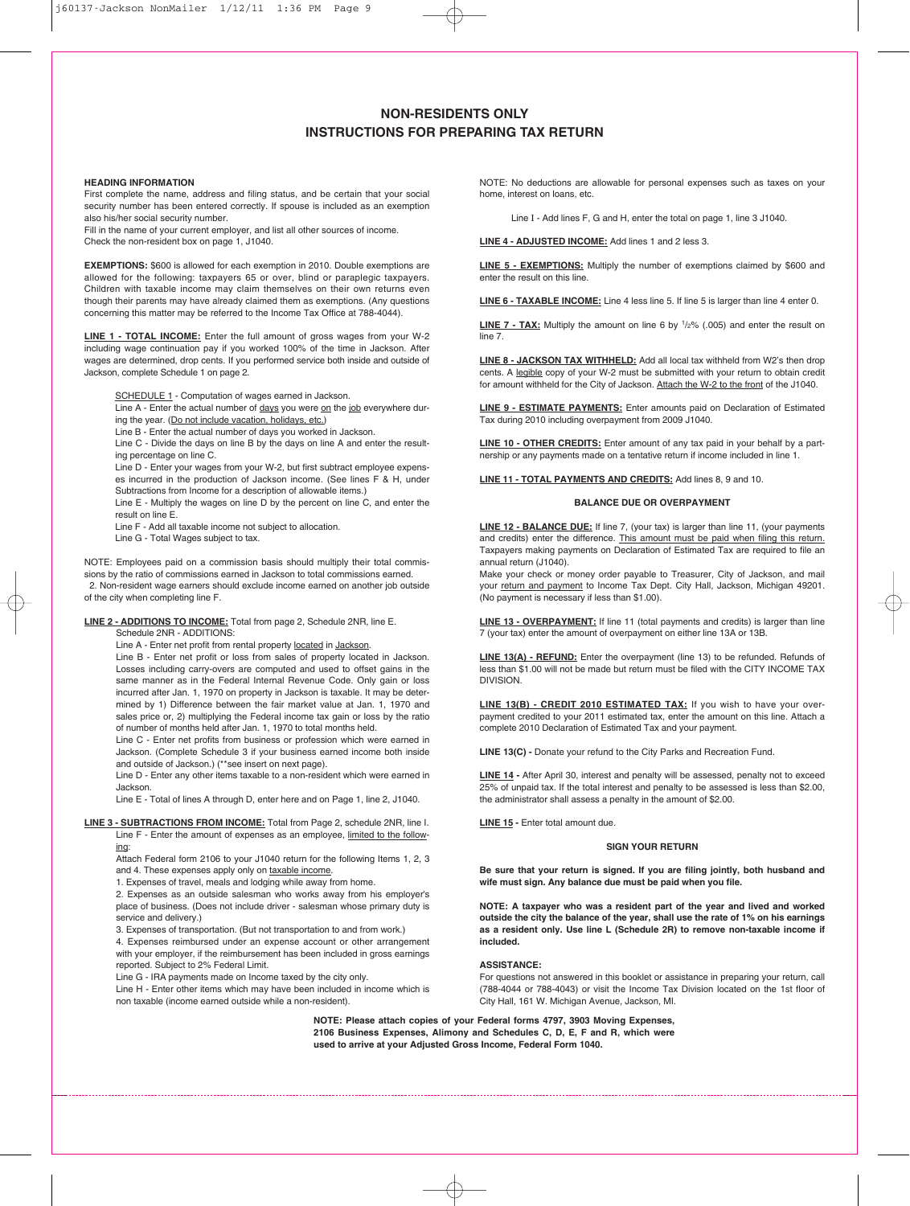# NON-RESIDENTS ONLY
# INSTRUCTIONS FOR PREPARING TAX RETURN

**HEADING INFORMATION**

First complete the name, address and filing status, and be certain that your social security number has been entered correctly. If spouse is included as an exemption also his/her social security number.

Fill in the name of your current employer, and list all other sources of income.

Check the non-resident box on page 1, J1040.

**EXEMPTIONS:** $600 is allowed for each exemption in 2010. Double exemptions are allowed for the following: taxpayers 65 or over, blind or paraplegic taxpayers. Children with taxable income may claim themselves on their own returns even though their parents may have already claimed them as exemptions. (Any questions concerning this matter may be referred to the Income Tax Office at 788-4044).

**LINE 1 - TOTAL INCOME:** Enter the full amount of gross wages from your W-2 including wage continuation pay if you worked 100% of the time in Jackson. After wages are determined, drop cents. If you performed service both inside and outside of Jackson, complete Schedule 1 on page 2.

SCHEDULE 1 - Computation of wages earned in Jackson.

Line A - Enter the actual number of days you were on the job everywhere during the year. (Do not include vacation, holidays, etc.)

Line B - Enter the actual number of days you worked in Jackson.

Line C - Divide the days on line B by the days on line A and enter the resulting percentage on line C.

Line D - Enter your wages from your W-2, but first subtract employee expenses incurred in the production of Jackson income. (See lines F & H, under Subtractions from Income for a description of allowable items.)

Line E - Multiply the wages on line D by the percent on line C, and enter the result on line E.

Line F - Add all taxable income not subject to allocation.

Line G - Total Wages subject to tax.

NOTE: Employees paid on a commission basis should multiply their total commissions by the ratio of commissions earned in Jackson to total commissions earned.

2. Non-resident wage earners should exclude income earned on another job outside of the city when completing line F.

**LINE 2 - ADDITIONS TO INCOME:** Total from page 2, Schedule 2NR, line E.

Schedule 2NR - ADDITIONS:

Line A - Enter net profit from rental property located in Jackson.

Line B - Enter net profit or loss from sales of property located in Jackson. Losses including carry-overs are computed and used to offset gains in the same manner as in the Federal Internal Revenue Code. Only gain or loss incurred after Jan. 1, 1970 on property in Jackson is taxable. It may be determined by 1) Difference between the fair market value at Jan. 1, 1970 and sales price or, 2) multiplying the Federal income tax gain or loss by the ratio of number of months held after Jan. 1, 1970 to total months held.

Line C - Enter net profits from business or profession which were earned in Jackson. (Complete Schedule 3 if your business earned income both inside and outside of Jackson.) (**see insert on next page).

Line D - Enter any other items taxable to a non-resident which were earned in Jackson.

Line E - Total of lines A through D, enter here and on Page 1, line 2, J1040.

**LINE 3 - SUBTRACTIONS FROM INCOME:** Total from Page 2, schedule 2NR, line I.

Line F - Enter the amount of expenses as an employee, limited to the following:

Attach Federal form 2106 to your J1040 return for the following Items 1, 2, 3 and 4. These expenses apply only on taxable income.

1. Expenses of travel, meals and lodging while away from home.
2. Expenses as an outside salesman who works away from his employer's place of business. (Does not include driver - salesman whose primary duty is service and delivery.)
3. Expenses of transportation. (But not transportation to and from work.)
4. Expenses reimbursed under an expense account or other arrangement with your employer, if the reimbursement has been included in gross earnings reported. Subject to 2% Federal Limit.

Line G - IRA payments made on Income taxed by the city only.

Line H - Enter other items which may have been included in income which is non taxable (income earned outside while a non-resident).

NOTE: No deductions are allowable for personal expenses such as taxes on your home, interest on loans, etc.

Line I - Add lines F, G and H, enter the total on page 1, line 3 J1040.

**LINE 4 - ADJUSTED INCOME:** Add lines 1 and 2 less 3.

**LINE 5 - EXEMPTIONS:** Multiply the number of exemptions claimed by $600 and enter the result on this line.

**LINE 6 - TAXABLE INCOME:** Line 4 less line 5. If line 5 is larger than line 4 enter 0.

**LINE 7 - TAX:** Multiply the amount on line 6 by 1/2% (.005) and enter the result on line 7.

**LINE 8 - JACKSON TAX WITHHELD:** Add all local tax withheld from W2's then drop cents. A legible copy of your W-2 must be submitted with your return to obtain credit for amount withheld for the City of Jackson. Attach the W-2 to the front of the J1040.

**LINE 9 - ESTIMATE PAYMENTS:** Enter amounts paid on Declaration of Estimated Tax during 2010 including overpayment from 2009 J1040.

**LINE 10 - OTHER CREDITS:** Enter amount of any tax paid in your behalf by a partnership or any payments made on a tentative return if income included in line 1.

**LINE 11 - TOTAL PAYMENTS AND CREDITS:** Add lines 8, 9 and 10.

**BALANCE DUE OR OVERPAYMENT**

**LINE 12 - BALANCE DUE:** If line 7, (your tax) is larger than line 11, (your payments and credits) enter the difference. This amount must be paid when filing this return. Taxpayers making payments on Declaration of Estimated Tax are required to file an annual return (J1040).

Make your check or money order payable to Treasurer, City of Jackson, and mail your return and payment to Income Tax Dept. City Hall, Jackson, Michigan 49201. (No payment is necessary if less than $1.00).

**LINE 13 - OVERPAYMENT:** If line 11 (total payments and credits) is larger than line 7 (your tax) enter the amount of overpayment on either line 13A or 13B.

**LINE 13(A) - REFUND:** Enter the overpayment (line 13) to be refunded. Refunds of less than $1.00 will not be made but return must be filed with the CITY INCOME TAX DIVISION.

**LINE 13(B) - CREDIT 2010 ESTIMATED TAX:** If you wish to have your overpayment credited to your 2011 estimated tax, enter the amount on this line. Attach a complete 2010 Declaration of Estimated Tax and your payment.

**LINE 13(C) -** Donate your refund to the City Parks and Recreation Fund.

**LINE 14 -** After April 30, interest and penalty will be assessed, penalty not to exceed 25% of unpaid tax. If the total interest and penalty to be assessed is less than $2.00, the administrator shall assess a penalty in the amount of $2.00.

**LINE 15 -** Enter total amount due.

**SIGN YOUR RETURN**

**Be sure that your return is signed. If you are filing jointly, both husband and wife must sign. Any balance due must be paid when you file.**

**NOTE: A taxpayer who was a resident part of the year and lived and worked outside the city the balance of the year, shall use the rate of 1% on his earnings as a resident only. Use line L (Schedule 2R) to remove non-taxable income if included.**

**ASSISTANCE:**

For questions not answered in this booklet or assistance in preparing your return, call (788-4044 or 788-4043) or visit the Income Tax Division located on the 1st floor of City Hall, 161 W. Michigan Avenue, Jackson, MI.

**NOTE: Please attach copies of your Federal forms 4797, 3903 Moving Expenses, 2106 Business Expenses, Alimony and Schedules C, D, E, F and R, which were used to arrive at your Adjusted Gross Income, Federal Form 1040.**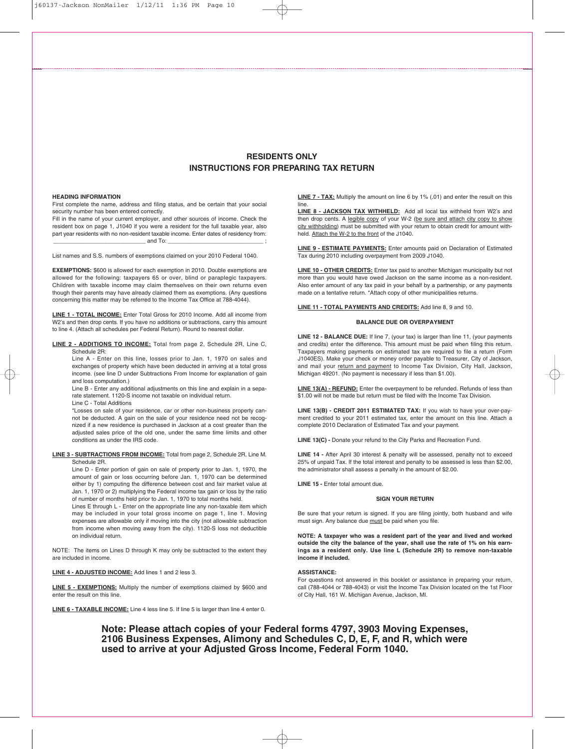# RESIDENTS ONLY
# INSTRUCTIONS FOR PREPARING TAX RETURN

**HEADING INFORMATION**

First complete the name, address and filing status, and be certain that your social security number has been entered correctly.

Fill in the name of your current employer, and other sources of income. Check the resident box on page 1, J1040 if you were a resident for the full taxable year, also part year residents with no non-resident taxable income. Enter dates of residency from: ____________________________ and To: ____________________________ ;

List names and S.S. numbers of exemptions claimed on your 2010 Federal 1040.

**EXEMPTIONS:** $600 is allowed for each exemption in 2010. Double exemptions are allowed for the following: taxpayers 65 or over, blind or paraplegic taxpayers. Children with taxable income may claim themselves on their own returns even though their parents may have already claimed them as exemptions. (Any questions concerning this matter may be referred to the Income Tax Office at 788-4044).

**LINE 1 - TOTAL INCOME:** Enter Total Gross for 2010 Income. Add all income from W2's and then drop cents. If you have no additions or subtractions, carry this amount to line 4. (Attach all schedules per Federal Return). Round to nearest dollar.

**LINE 2 - ADDITIONS TO INCOME:** Total from page 2, Schedule 2R, Line C, Schedule 2R:

Line A - Enter on this line, losses prior to Jan. 1, 1970 on sales and exchanges of property which have been deducted in arriving at a total gross income. (see line D under Subtractions From Income for explanation of gain and loss computation.)

Line B - Enter any additional adjustments on this line and explain in a separate statement. 1120-S income not taxable on individual return.

Line C - Total Additions

*Losses on sale of your residence, car or other non-business property cannot be deducted. A gain on the sale of your residence need not be recognized if a new residence is purchased in Jackson at a cost greater than the adjusted sales price of the old one, under the same time limits and other conditions as under the IRS code.

**LINE 3 - SUBTRACTIONS FROM INCOME:** Total from page 2, Schedule 2R, Line M. Schedule 2R.

Line D - Enter portion of gain on sale of property prior to Jan. 1, 1970, the amount of gain or loss occurring before Jan. 1, 1970 can be determined either by 1) computing the difference between cost and fair market value at Jan. 1, 1970 or 2) multiplying the Federal income tax gain or loss by the ratio of number of months held prior to Jan. 1, 1970 to total months held.

Lines E through L - Enter on the appropriate line any non-taxable item which may be included in your total gross income on page 1, line 1. Moving expenses are allowable only if moving into the city (not allowable subtraction from income when moving away from the city). 1120-S loss not deductible on individual return.

NOTE: The items on Lines D through K may only be subtracted to the extent they are included in income.

**LINE 4 - ADJUSTED INCOME:** Add lines 1 and 2 less 3.

**LINE 5 - EXEMPTIONS:** Multiply the number of exemptions claimed by $600 and enter the result on this line.

**LINE 6 - TAXABLE INCOME:** Line 4 less line 5. If line 5 is larger than line 4 enter 0.

**LINE 7 - TAX:** Multiply the amount on line 6 by 1% (.01) and enter the result on this line.

**LINE 8 - JACKSON TAX WITHHELD:** Add all local tax withheld from W2's and then drop cents. A legible copy of your W-2 (be sure and attach city copy to show city withholding) must be submitted with your return to obtain credit for amount withheld. Attach the W-2 to the front of the J1040.

**LINE 9 - ESTIMATE PAYMENTS:** Enter amounts paid on Declaration of Estimated Tax during 2010 including overpayment from 2009 J1040.

**LINE 10 - OTHER CREDITS:** Enter tax paid to another Michigan municipality but not more than you would have owed Jackson on the same income as a non-resident. Also enter amount of any tax paid in your behalf by a partnership, or any payments made on a tentative return. *Attach copy of other municipalities returns.

**LINE 11 - TOTAL PAYMENTS AND CREDITS:** Add line 8, 9 and 10.

**BALANCE DUE OR OVERPAYMENT**

**LINE 12 - BALANCE DUE:** If line 7, (your tax) is larger than line 11, (your payments and credits) enter the difference. This amount must be paid when filing this return. Taxpayers making payments on estimated tax are required to file a return (Form J1040ES). Make your check or money order payable to Treasurer, City of Jackson, and mail your return and payment to Income Tax Division, City Hall, Jackson, Michigan 49201. (No payment is necessary if less than $1.00).

**LINE 13(A) - REFUND:** Enter the overpayment to be refunded. Refunds of less than $1.00 will not be made but return must be filed with the Income Tax Division.

**LINE 13(B) - CREDIT 2011 ESTIMATED TAX:** If you wish to have your over-payment credited to your 2011 estimated tax, enter the amount on this line. Attach a complete 2010 Declaration of Estimated Tax and your payment.

**LINE 13(C) -** Donate your refund to the City Parks and Recreation Fund.

**LINE 14 -** After April 30 interest & penalty will be assessed, penalty not to exceed 25% of unpaid Tax. If the total interest and penalty to be assessed is less than $2.00, the administrator shall assess a penalty in the amount of $2.00.

**LINE 15 -** Enter total amount due.

**SIGN YOUR RETURN**

Be sure that your return is signed. If you are filing jointly, both husband and wife must sign. Any balance due must be paid when you file.

**NOTE: A taxpayer who was a resident part of the year and lived and worked outside the city the balance of the year, shall use the rate of 1% on his earnings as a resident only. Use line L (Schedule 2R) to remove non-taxable income if included.**

**ASSISTANCE:**

For questions not answered in this booklet or assistance in preparing your return, call (788-4044 or 788-4043) or visit the Income Tax Division located on the 1st Floor of City Hall, 161 W. Michigan Avenue, Jackson, MI.

**Note: Please attach copies of your Federal forms 4797, 3903 Moving Expenses, 2106 Business Expenses, Alimony and Schedules C, D, E, F, and R, which were used to arrive at your Adjusted Gross Income, Federal Form 1040.**